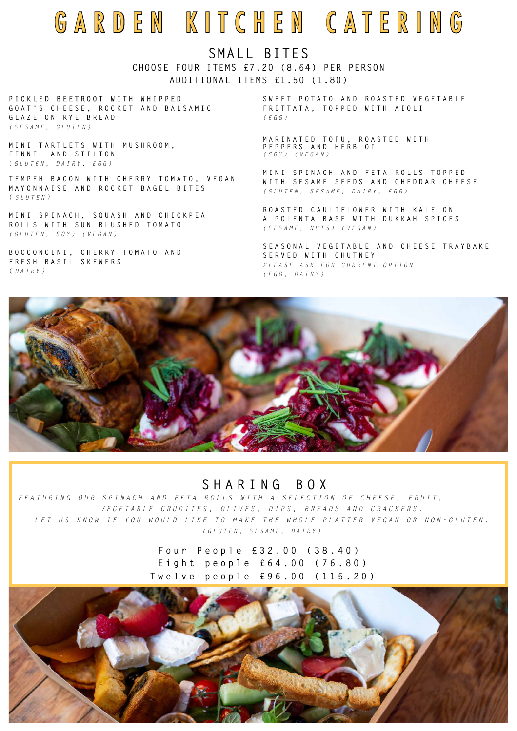# GARDEN KITCHEN CATERING

## SMALL BITES

CHOOSE FOUR ITEMS £7.20 (8.64) PER PERSON
ADDITIONAL ITEMS £1.50 (1.80)

PICKLED BEETROOT WITH WHIPPED GOAT'S CHEESE, ROCKET AND BALSAMIC GLAZE ON RYE BREAD
*(SESAME, GLUTEN)*

MINI TARTLETS WITH MUSHROOM, FENNEL AND STILTON
*(GLUTEN, DAIRY, EGG)*

TEMPEH BACON WITH CHERRY TOMATO, VEGAN MAYONNAISE AND ROCKET BAGEL BITES
*(GLUTEN)*

MINI SPINACH, SQUASH AND CHICKPEA ROLLS WITH SUN BLUSHED TOMATO
*(GLUTEN, SOY) (VEGAN)*

BOCCONCINI, CHERRY TOMATO AND FRESH BASIL SKEWERS
*(DAIRY)*

SWEET POTATO AND ROASTED VEGETABLE FRITTATA, TOPPED WITH AIOLI
*(EGG)*

MARINATED TOFU, ROASTED WITH PEPPERS AND HERB OIL
*(SOY) (VEGAN)*

MINI SPINACH AND FETA ROLLS TOPPED WITH SESAME SEEDS AND CHEDDAR CHEESE
*(GLUTEN, SESAME, DAIRY, EGG)*

ROASTED CAULIFLOWER WITH KALE ON A POLENTA BASE WITH DUKKAH SPICES
*(SESAME, NUTS) (VEGAN)*

SEASONAL VEGETABLE AND CHEESE TRAYBAKE SERVED WITH CHUTNEY
*PLEASE ASK FOR CURRENT OPTION*
*(EGG, DAIRY)*

## SHARING BOX

*FEATURING OUR SPINACH AND FETA ROLLS WITH A SELECTION OF CHEESE, FRUIT, VEGETABLE CRUDITES, OLIVES, DIPS, BREADS AND CRACKERS.*
*LET US KNOW IF YOU WOULD LIKE TO MAKE THE WHOLE PLATTER VEGAN OR NON-GLUTEN.*
*(GLUTEN, SESAME, DAIRY)*

**Four People £32.00 (38.40)**
**Eight people £64.00 (76.80)**
**Twelve people £96.00 (115.20)**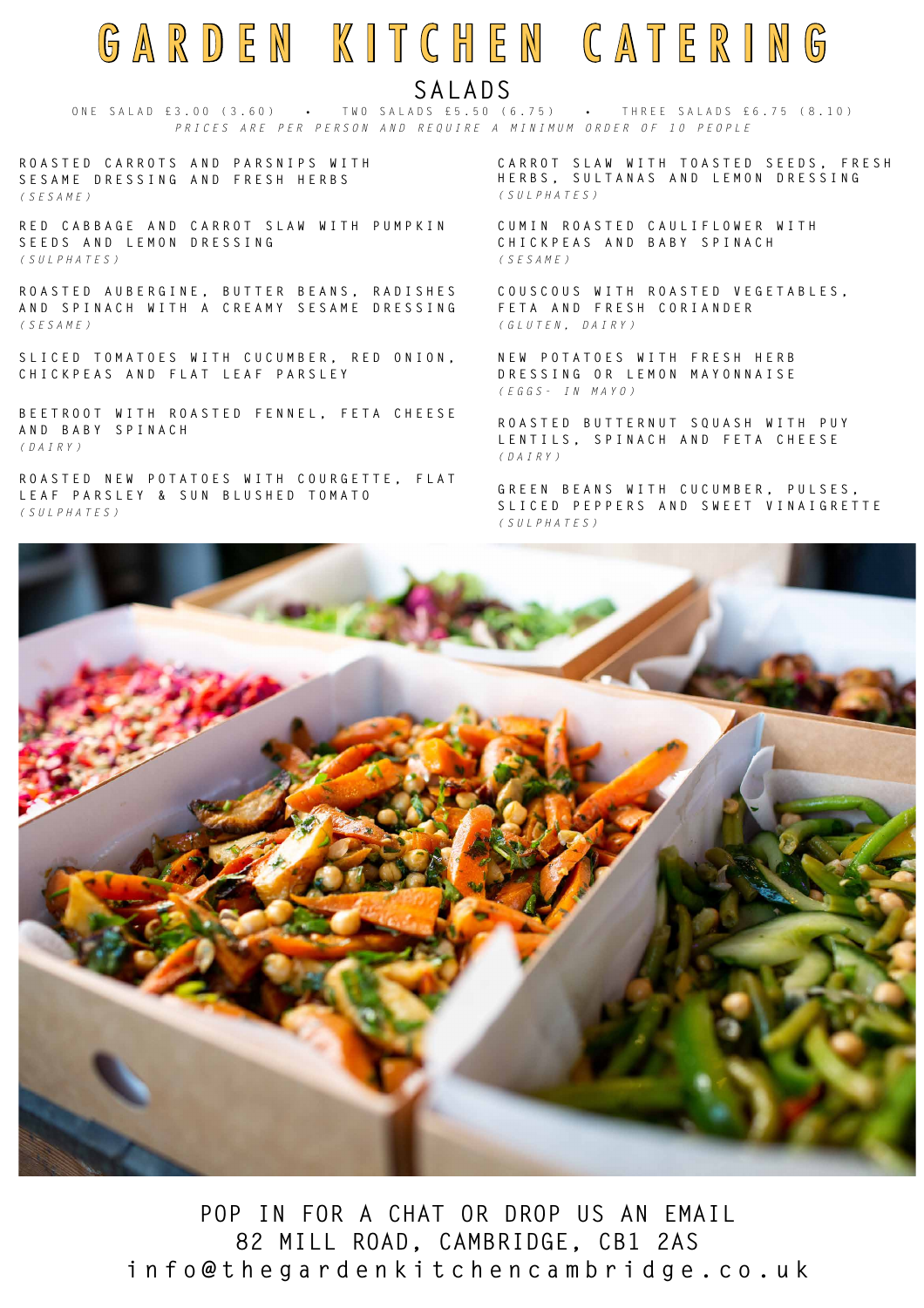# GARDEN KITCHEN CATERING

## SALADS

ONE SALAD £3.00 (3.60) • TWO SALADS £5.50 (6.75) • THREE SALADS £6.75 (8.10)

*PRICES ARE PER PERSON AND REQUIRE A MINIMUM ORDER OF 10 PEOPLE*

ROASTED CARROTS AND PARSNIPS WITH SESAME DRESSING AND FRESH HERBS
*(SESAME)*

RED CABBAGE AND CARROT SLAW WITH PUMPKIN SEEDS AND LEMON DRESSING
*(SULPHATES)*

ROASTED AUBERGINE, BUTTER BEANS, RADISHES AND SPINACH WITH A CREAMY SESAME DRESSING
*(SESAME)*

SLICED TOMATOES WITH CUCUMBER, RED ONION, CHICKPEAS AND FLAT LEAF PARSLEY

BEETROOT WITH ROASTED FENNEL, FETA CHEESE AND BABY SPINACH
*(DAIRY)*

ROASTED NEW POTATOES WITH COURGETTE, FLAT LEAF PARSLEY & SUN BLUSHED TOMATO
*(SULPHATES)*

CARROT SLAW WITH TOASTED SEEDS, FRESH HERBS, SULTANAS AND LEMON DRESSING
*(SULPHATES)*

CUMIN ROASTED CAULIFLOWER WITH CHICKPEAS AND BABY SPINACH
*(SESAME)*

COUSCOUS WITH ROASTED VEGETABLES, FETA AND FRESH CORIANDER
*(GLUTEN, DAIRY)*

NEW POTATOES WITH FRESH HERB DRESSING OR LEMON MAYONNAISE
*(EGGS- IN MAYO)*

ROASTED BUTTERNUT SQUASH WITH PUY LENTILS, SPINACH AND FETA CHEESE
*(DAIRY)*

GREEN BEANS WITH CUCUMBER, PULSES, SLICED PEPPERS AND SWEET VINAIGRETTE
*(SULPHATES)*

POP IN FOR A CHAT OR DROP US AN EMAIL
82 MILL ROAD, CAMBRIDGE, CB1 2AS
info@thegardenkitchencambridge.co.uk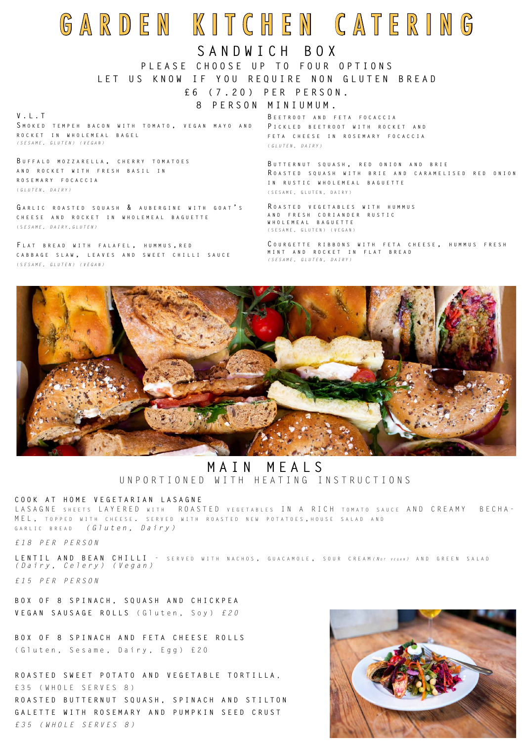# GARDEN KITCHEN CATERING

## SANDWICH BOX

PLEASE CHOOSE UP TO FOUR OPTIONS

LET US KNOW IF YOU REQUIRE NON GLUTEN BREAD

£6 (7.20) PER PERSON.

8 PERSON MINIUMUM.

**V.L.T**
Smoked tempeh bacon with tomato, vegan mayo and rocket in wholemeal bagel
*(sesame, gluten) (vegan)*

**Buffalo mozzarella,** cherry tomatoes and rocket with fresh basil in rosemary focaccia
*(gluten, dairy)*

**Garlic roasted squash & aubergine** with goat's cheese and rocket in wholemeal baguette
*(sesame, dairy, gluten)*

**Flat bread with falafel,** hummus, red cabbage slaw, leaves and sweet chilli sauce
*(sesame, gluten) (vegan)*

**Beetroot and feta focaccia**
Pickled beetroot with rocket and feta cheese in rosemary focaccia
*(gluten, dairy)*

**Butternut squash, red onion and brie**
Roasted squash with brie and caramelised red onion in rustic wholemeal baguette
(sesame, gluten, dairy)

**Roasted vegetables with hummus** and fresh coriander rustic wholemeal baguette
(sesame, gluten) (vegan)

**Courgette ribbons with feta cheese,** hummus fresh mint and rocket in flat bread
*(sesame, gluten, dairy)*

## MAIN MEALS

UNPORTIONED WITH HEATING INSTRUCTIONS

**COOK AT HOME VEGETARIAN LASAGNE**
LASAGNE sheets LAYERED with ROASTED vegetables IN A RICH tomato sauce AND CREAMY BECHAMEL, topped with cheese. served with roasted new potatoes, house salad and garlic bread *(Gluten, Dairy)*

*£18 PER PERSON*

**LENTIL AND BEAN CHILLI** - served with nachos, guacamole, sour cream*(Not vegan)* and green salad *(Dairy, Celery) (Vegan)*

*£15 PER PERSON*

**BOX OF 8 SPINACH, SQUASH AND CHICKPEA VEGAN SAUSAGE ROLLS** (Gluten, Soy) *£20*

**BOX OF 8 SPINACH AND FETA CHEESE ROLLS**
(Gluten, Sesame, Dairy, Egg) £20

**ROASTED SWEET POTATO AND VEGETABLE TORTILLA,**
£35 (WHOLE SERVES 8)

**ROASTED BUTTERNUT SQUASH, SPINACH AND STILTON GALETTE WITH ROSEMARY AND PUMPKIN SEED CRUST**
*£35 (WHOLE SERVES 8)*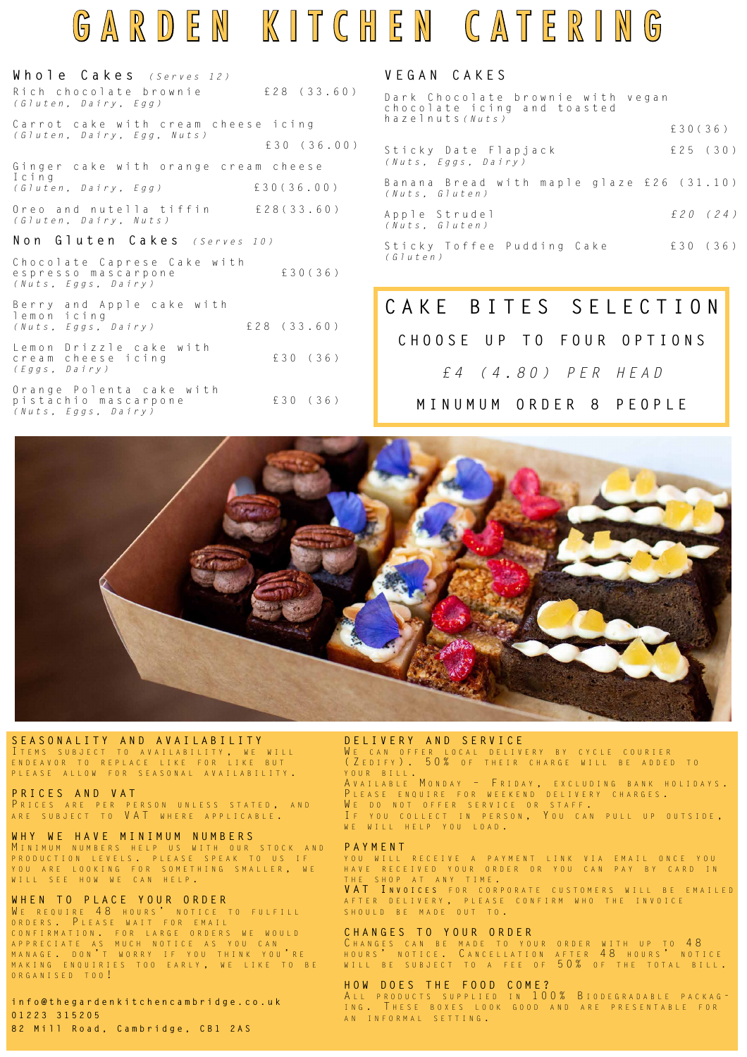# GARDEN KITCHEN CATERING

## Whole Cakes *(Serves 12)*

Rich chocolate brownie £28 (33.60)
*(Gluten, Dairy, Egg)*

Carrot cake with cream cheese icing £30 (36.00)
*(Gluten, Dairy, Egg, Nuts)*

Ginger cake with orange cream cheese Icing £30(36.00)
*(Gluten, Dairy, Egg)*

Oreo and nutella tiffin £28(33.60)
*(Gluten, Dairy, Nuts)*

## Non Gluten Cakes *(Serves 10)*

Chocolate Caprese Cake with espresso mascarpone £30(36)
*(Nuts, Eggs, Dairy)*

Berry and Apple cake with lemon icing £28 (33.60)
*(Nuts, Eggs, Dairy)*

Lemon Drizzle cake with cream cheese icing £30 (36)
*(Eggs, Dairy)*

Orange Polenta cake with pistachio mascarpone £30 (36)
*(Nuts, Eggs, Dairy)*

## VEGAN CAKES

Dark Chocolate brownie with vegan chocolate icing and toasted hazelnuts *(Nuts)* £30(36)

Sticky Date Flapjack £25 (30)
*(Nuts, Eggs, Dairy)*

Banana Bread with maple glaze £26 (31.10)
*(Nuts, Gluten)*

Apple Strudel *£20 (24)*
*(Nuts, Gluten)*

Sticky Toffee Pudding Cake £30 (36)
*(Gluten)*

## CAKE BITES SELECTION

CHOOSE UP TO FOUR OPTIONS

*£4 (4.80) PER HEAD*

MINUMUM ORDER 8 PEOPLE

### SEASONALITY AND AVAILABILITY

Items subject to availability, we will endeavor to replace like for like but please allow for seasonal availability.

### PRICES AND VAT

Prices are per person unless stated, and are subject to VAT where applicable.

### WHY WE HAVE MINIMUM NUMBERS

Minimum numbers help us with our stock and production levels. Please speak to us if you are looking for something smaller, we will see how we can help.

### WHEN TO PLACE YOUR ORDER

We require 48 hours' notice to fulfill orders. Please wait for email confirmation. For large orders we would appreciate as much notice as you can manage. Don't worry if you think you're making enquiries too early, we like to be organised too!

info@thegardenkitchencambridge.co.uk
01223 315205
82 Mill Road, Cambridge, CB1 2AS

### DELIVERY AND SERVICE

We can offer local delivery by cycle courier (Zedify). 50% of their charge will be added to your bill.
Available Monday - Friday, excluding bank holidays.
Please enquire for weekend delivery charges.
We do not offer service or staff.
If you collect in person, You can pull up outside, we will help you load.

### PAYMENT

You will receive a payment link via email once you have received your order or you can pay by card in the shop at any time.
VAT Invoices for corporate customers will be emailed after delivery, please confirm who the invoice should be made out to.

### CHANGES TO YOUR ORDER

Changes can be made to your order with up to 48 hours' notice. Cancellation after 48 hours' notice will be subject to a fee of 50% of the total bill.

### HOW DOES THE FOOD COME?

All products supplied in 100% Biodegradable packaging. These boxes look good and are presentable for an informal setting.